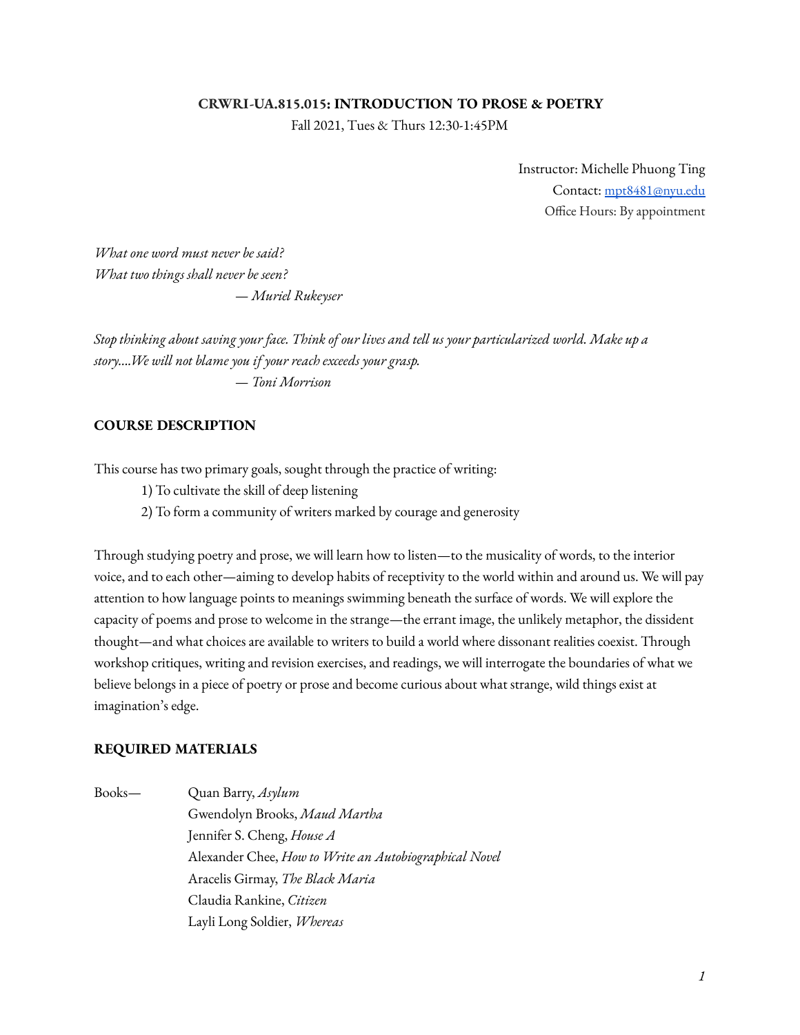**CRWRI-UA.815.015: INTRODUCTION TO PROSE & POETRY**

Fall 2021, Tues & Thurs 12:30-1:45PM

Instructor: Michelle Phuong Ting
Contact: [mpt8481@nyu.edu](mailto:mpt8481@nyu.edu)
Office Hours: By appointment

*What one word must never be said?*
*What two things shall never be seen?*
*— Muriel Rukeyser*

*Stop thinking about saving your face. Think of our lives and tell us your particularized world. Make up a story....We will not blame you if your reach exceeds your grasp.*
*— Toni Morrison*

## COURSE DESCRIPTION

This course has two primary goals, sought through the practice of writing:

1) To cultivate the skill of deep listening
2) To form a community of writers marked by courage and generosity

Through studying poetry and prose, we will learn how to listen—to the musicality of words, to the interior voice, and to each other—aiming to develop habits of receptivity to the world within and around us. We will pay attention to how language points to meanings swimming beneath the surface of words. We will explore the capacity of poems and prose to welcome in the strange—the errant image, the unlikely metaphor, the dissident thought—and what choices are available to writers to build a world where dissonant realities coexist. Through workshop critiques, writing and revision exercises, and readings, we will interrogate the boundaries of what we believe belongs in a piece of poetry or prose and become curious about what strange, wild things exist at imagination's edge.

## REQUIRED MATERIALS

Books—
Quan Barry, *Asylum*
Gwendolyn Brooks, *Maud Martha*
Jennifer S. Cheng, *House A*
Alexander Chee, *How to Write an Autobiographical Novel*
Aracelis Girmay, *The Black Maria*
Claudia Rankine, *Citizen*
Layli Long Soldier, *Whereas*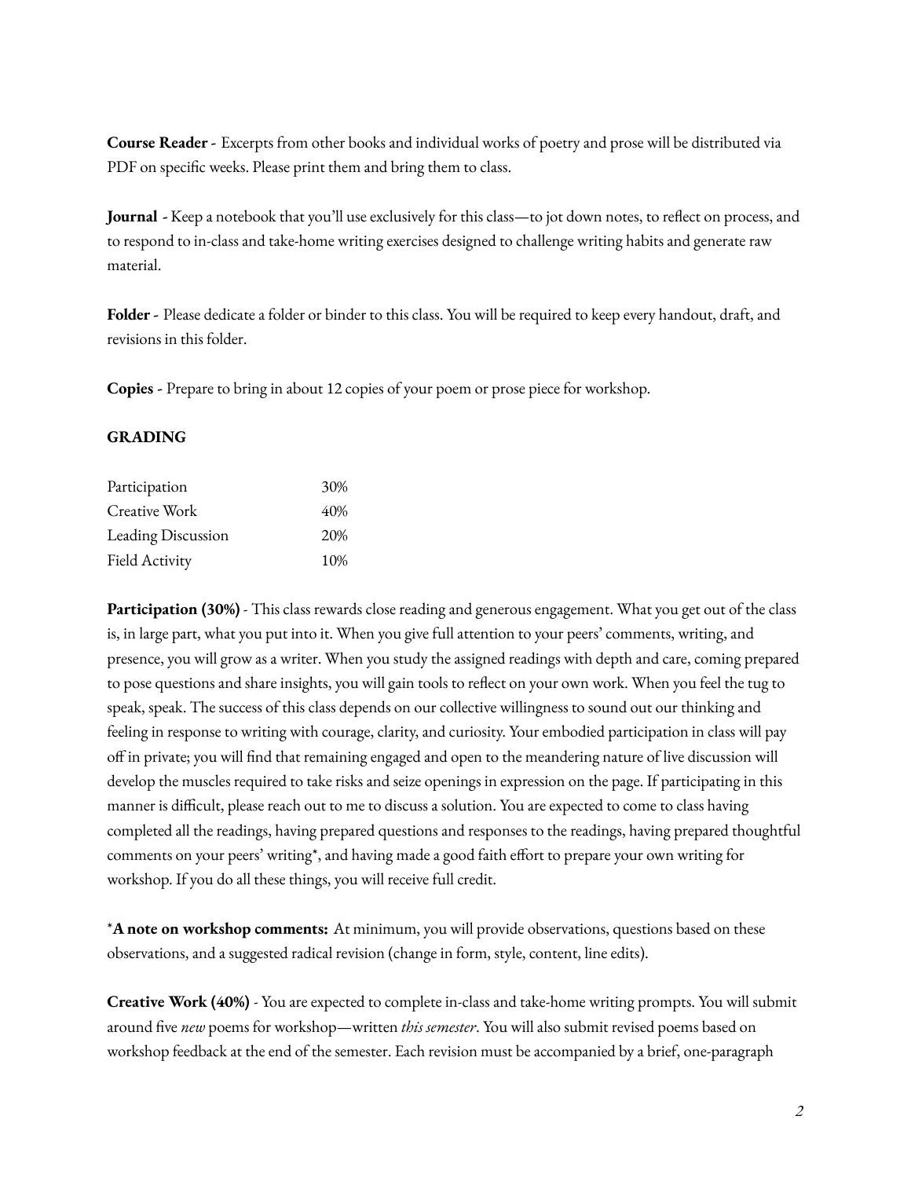**Course Reader -** Excerpts from other books and individual works of poetry and prose will be distributed via PDF on specific weeks. Please print them and bring them to class.

**Journal** - Keep a notebook that you'll use exclusively for this class—to jot down notes, to reflect on process, and to respond to in-class and take-home writing exercises designed to challenge writing habits and generate raw material.

**Folder** - Please dedicate a folder or binder to this class. You will be required to keep every handout, draft, and revisions in this folder.

**Copies** - Prepare to bring in about 12 copies of your poem or prose piece for workshop.

**GRADING**

| | |
|---|---|
| Participation | 30% |
| Creative Work | 40% |
| Leading Discussion | 20% |
| Field Activity | 10% |

**Participation (30%)** - This class rewards close reading and generous engagement. What you get out of the class is, in large part, what you put into it. When you give full attention to your peers' comments, writing, and presence, you will grow as a writer. When you study the assigned readings with depth and care, coming prepared to pose questions and share insights, you will gain tools to reflect on your own work. When you feel the tug to speak, speak. The success of this class depends on our collective willingness to sound out our thinking and feeling in response to writing with courage, clarity, and curiosity. Your embodied participation in class will pay off in private; you will find that remaining engaged and open to the meandering nature of live discussion will develop the muscles required to take risks and seize openings in expression on the page. If participating in this manner is difficult, please reach out to me to discuss a solution. You are expected to come to class having completed all the readings, having prepared questions and responses to the readings, having prepared thoughtful comments on your peers' writing*, and having made a good faith effort to prepare your own writing for workshop. If you do all these things, you will receive full credit.

***A note on workshop comments:** At minimum, you will provide observations, questions based on these observations, and a suggested radical revision (change in form, style, content, line edits).

**Creative Work (40%)** - You are expected to complete in-class and take-home writing prompts. You will submit around five *new* poems for workshop—written *this semester*. You will also submit revised poems based on workshop feedback at the end of the semester. Each revision must be accompanied by a brief, one-paragraph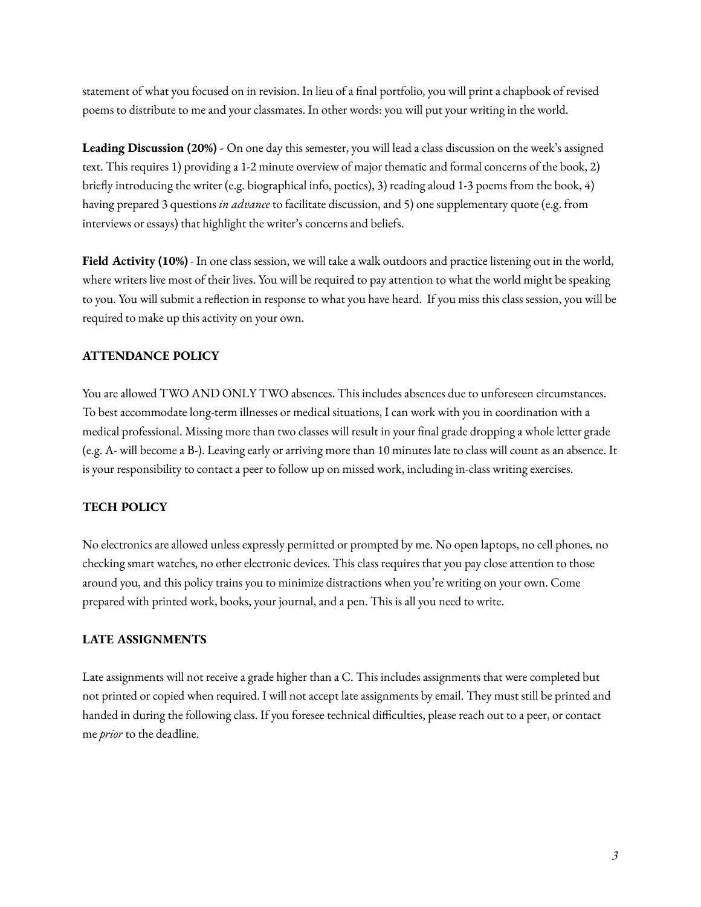statement of what you focused on in revision. In lieu of a final portfolio, you will print a chapbook of revised poems to distribute to me and your classmates. In other words: you will put your writing in the world.

**Leading Discussion (20%)** - On one day this semester, you will lead a class discussion on the week's assigned text. This requires 1) providing a 1-2 minute overview of major thematic and formal concerns of the book, 2) briefly introducing the writer (e.g. biographical info, poetics), 3) reading aloud 1-3 poems from the book, 4) having prepared 3 questions *in advance* to facilitate discussion, and 5) one supplementary quote (e.g. from interviews or essays) that highlight the writer's concerns and beliefs.

**Field Activity (10%)** - In one class session, we will take a walk outdoors and practice listening out in the world, where writers live most of their lives. You will be required to pay attention to what the world might be speaking to you. You will submit a reflection in response to what you have heard. If you miss this class session, you will be required to make up this activity on your own.

## ATTENDANCE POLICY

You are allowed TWO AND ONLY TWO absences. This includes absences due to unforeseen circumstances. To best accommodate long-term illnesses or medical situations, I can work with you in coordination with a medical professional. Missing more than two classes will result in your final grade dropping a whole letter grade (e.g. A- will become a B-). Leaving early or arriving more than 10 minutes late to class will count as an absence. It is your responsibility to contact a peer to follow up on missed work, including in-class writing exercises.

## TECH POLICY

No electronics are allowed unless expressly permitted or prompted by me. No open laptops, no cell phones, no checking smart watches, no other electronic devices. This class requires that you pay close attention to those around you, and this policy trains you to minimize distractions when you're writing on your own. Come prepared with printed work, books, your journal, and a pen. This is all you need to write.

## LATE ASSIGNMENTS

Late assignments will not receive a grade higher than a C. This includes assignments that were completed but not printed or copied when required. I will not accept late assignments by email. They must still be printed and handed in during the following class. If you foresee technical difficulties, please reach out to a peer, or contact me *prior* to the deadline.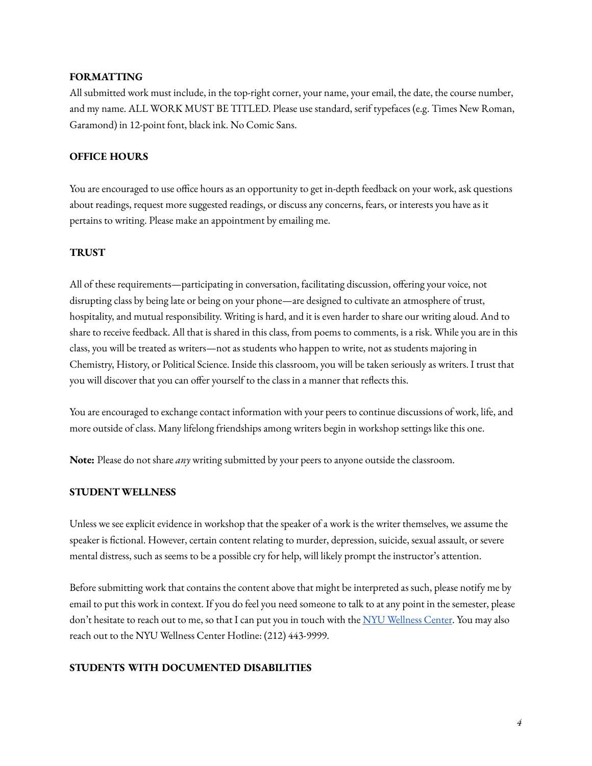## FORMATTING

All submitted work must include, in the top-right corner, your name, your email, the date, the course number, and my name. ALL WORK MUST BE TITLED. Please use standard, serif typefaces (e.g. Times New Roman, Garamond) in 12-point font, black ink. No Comic Sans.

## OFFICE HOURS

You are encouraged to use office hours as an opportunity to get in-depth feedback on your work, ask questions about readings, request more suggested readings, or discuss any concerns, fears, or interests you have as it pertains to writing. Please make an appointment by emailing me.

## TRUST

All of these requirements—participating in conversation, facilitating discussion, offering your voice, not disrupting class by being late or being on your phone—are designed to cultivate an atmosphere of trust, hospitality, and mutual responsibility. Writing is hard, and it is even harder to share our writing aloud. And to share to receive feedback. All that is shared in this class, from poems to comments, is a risk. While you are in this class, you will be treated as writers—not as students who happen to write, not as students majoring in Chemistry, History, or Political Science. Inside this classroom, you will be taken seriously as writers. I trust that you will discover that you can offer yourself to the class in a manner that reflects this.

You are encouraged to exchange contact information with your peers to continue discussions of work, life, and more outside of class. Many lifelong friendships among writers begin in workshop settings like this one.

**Note:** Please do not share *any* writing submitted by your peers to anyone outside the classroom.

## STUDENT WELLNESS

Unless we see explicit evidence in workshop that the speaker of a work is the writer themselves, we assume the speaker is fictional. However, certain content relating to murder, depression, suicide, sexual assault, or severe mental distress, such as seems to be a possible cry for help, will likely prompt the instructor's attention.

Before submitting work that contains the content above that might be interpreted as such, please notify me by email to put this work in context. If you do feel you need someone to talk to at any point in the semester, please don't hesitate to reach out to me, so that I can put you in touch with the [NYU Wellness Center](). You may also reach out to the NYU Wellness Center Hotline: (212) 443-9999.

## STUDENTS WITH DOCUMENTED DISABILITIES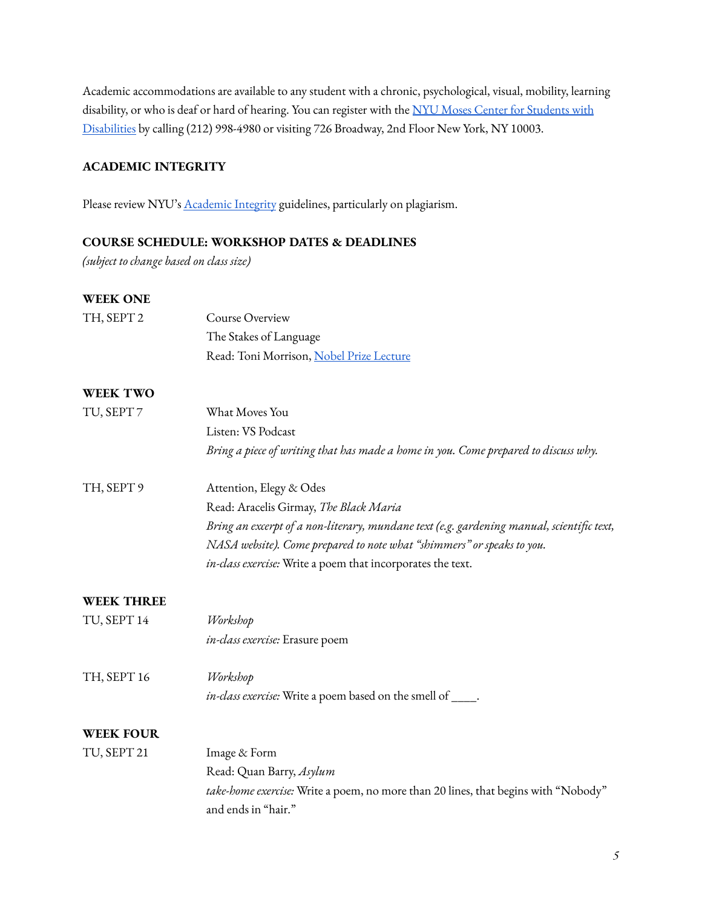Academic accommodations are available to any student with a chronic, psychological, visual, mobility, learning disability, or who is deaf or hard of hearing. You can register with the [NYU Moses Center for Students with Disabilities](#) by calling (212) 998-4980 or visiting 726 Broadway, 2nd Floor New York, NY 10003.

## ACADEMIC INTEGRITY

Please review NYU's [Academic Integrity](#) guidelines, particularly on plagiarism.

## COURSE SCHEDULE: WORKSHOP DATES & DEADLINES

*(subject to change based on class size)*

### WEEK ONE

**TH, SEPT 2**
Course Overview
The Stakes of Language
Read: Toni Morrison, [Nobel Prize Lecture](#)

### WEEK TWO

**TU, SEPT 7**
What Moves You
Listen: VS Podcast
*Bring a piece of writing that has made a home in you. Come prepared to discuss why.*

**TH, SEPT 9**
Attention, Elegy & Odes
Read: Aracelis Girmay, *The Black Maria*
*Bring an excerpt of a non-literary, mundane text (e.g. gardening manual, scientific text, NASA website). Come prepared to note what "shimmers" or speaks to you.*
*in-class exercise:* Write a poem that incorporates the text.

### WEEK THREE

**TU, SEPT 14**
*Workshop*
*in-class exercise:* Erasure poem

**TH, SEPT 16**
*Workshop*
*in-class exercise:* Write a poem based on the smell of ____.

### WEEK FOUR

**TU, SEPT 21**
Image & Form
Read: Quan Barry, *Asylum*
*take-home exercise:* Write a poem, no more than 20 lines, that begins with "Nobody" and ends in "hair."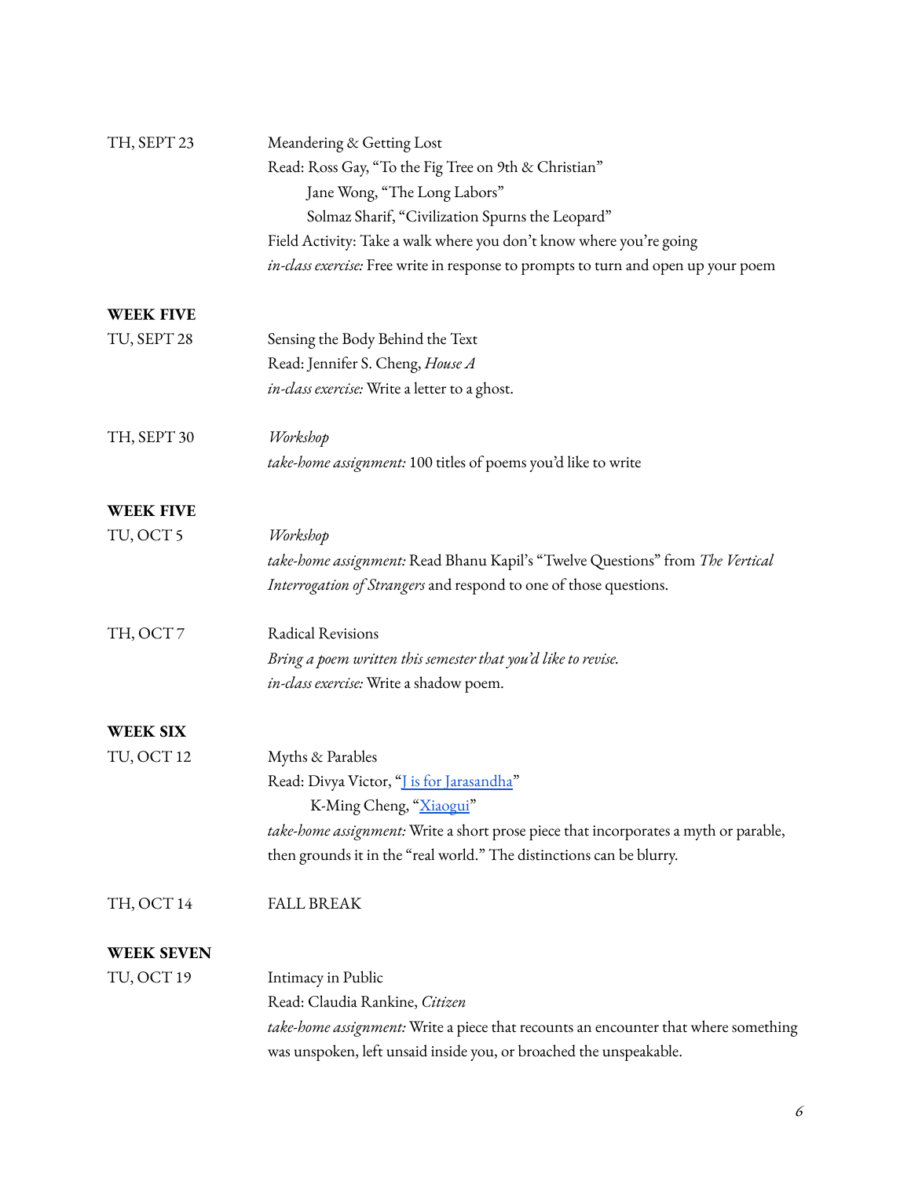TH, SEPT 23 — Meandering & Getting Lost

Read: Ross Gay, "To the Fig Tree on 9th & Christian"
Jane Wong, "The Long Labors"
Solmaz Sharif, "Civilization Spurns the Leopard"

Field Activity: Take a walk where you don't know where you're going

*in-class exercise:* Free write in response to prompts to turn and open up your poem

**WEEK FIVE**

TU, SEPT 28 — Sensing the Body Behind the Text

Read: Jennifer S. Cheng, *House A*

*in-class exercise:* Write a letter to a ghost.

TH, SEPT 30 — *Workshop*

*take-home assignment:* 100 titles of poems you'd like to write

**WEEK FIVE**

TU, OCT 5 — *Workshop*

*take-home assignment:* Read Bhanu Kapil's "Twelve Questions" from *The Vertical Interrogation of Strangers* and respond to one of those questions.

TH, OCT 7 — Radical Revisions

*Bring a poem written this semester that you'd like to revise.*

*in-class exercise:* Write a shadow poem.

**WEEK SIX**

TU, OCT 12 — Myths & Parables

Read: Divya Victor, "J is for Jarasandha"
K-Ming Cheng, "Xiaogui"

*take-home assignment:* Write a short prose piece that incorporates a myth or parable, then grounds it in the "real world." The distinctions can be blurry.

TH, OCT 14 — FALL BREAK

**WEEK SEVEN**

TU, OCT 19 — Intimacy in Public

Read: Claudia Rankine, *Citizen*

*take-home assignment:* Write a piece that recounts an encounter that where something was unspoken, left unsaid inside you, or broached the unspeakable.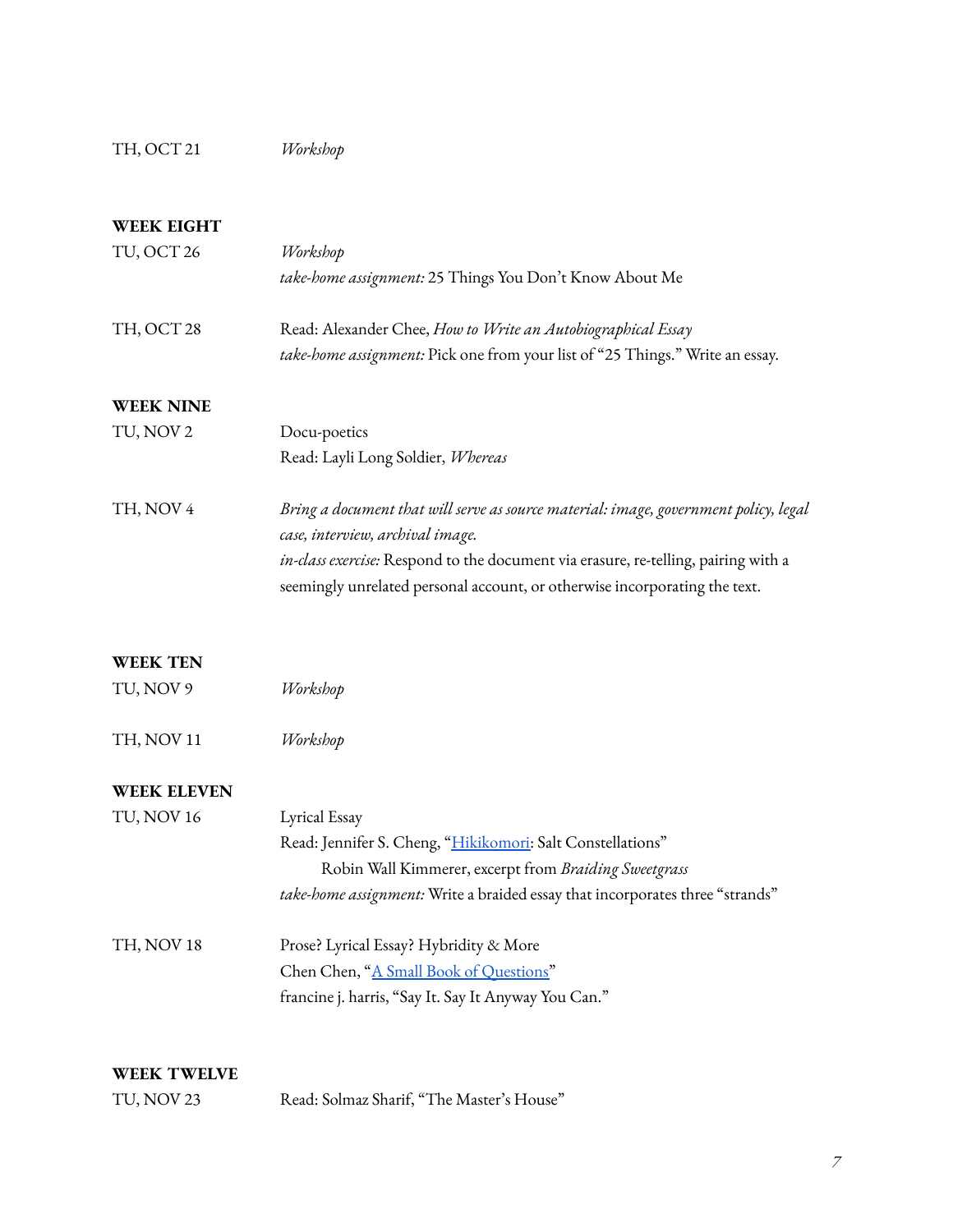TH, OCT 21 — *Workshop*

**WEEK EIGHT**

TU, OCT 26 — *Workshop*
*take-home assignment:* 25 Things You Don't Know About Me

TH, OCT 28 — Read: Alexander Chee, *How to Write an Autobiographical Essay*
*take-home assignment:* Pick one from your list of "25 Things." Write an essay.

**WEEK NINE**

TU, NOV 2 — Docu-poetics
Read: Layli Long Soldier, *Whereas*

TH, NOV 4 — *Bring a document that will serve as source material: image, government policy, legal case, interview, archival image.*
*in-class exercise:* Respond to the document via erasure, re-telling, pairing with a seemingly unrelated personal account, or otherwise incorporating the text.

**WEEK TEN**

TU, NOV 9 — *Workshop*

TH, NOV 11 — *Workshop*

**WEEK ELEVEN**

TU, NOV 16 — Lyrical Essay
Read: Jennifer S. Cheng, "Hikikomori: Salt Constellations"
Robin Wall Kimmerer, excerpt from *Braiding Sweetgrass*
*take-home assignment:* Write a braided essay that incorporates three "strands"

TH, NOV 18 — Prose? Lyrical Essay? Hybridity & More
Chen Chen, "A Small Book of Questions"
francine j. harris, "Say It. Say It Anyway You Can."

**WEEK TWELVE**

TU, NOV 23 — Read: Solmaz Sharif, "The Master's House"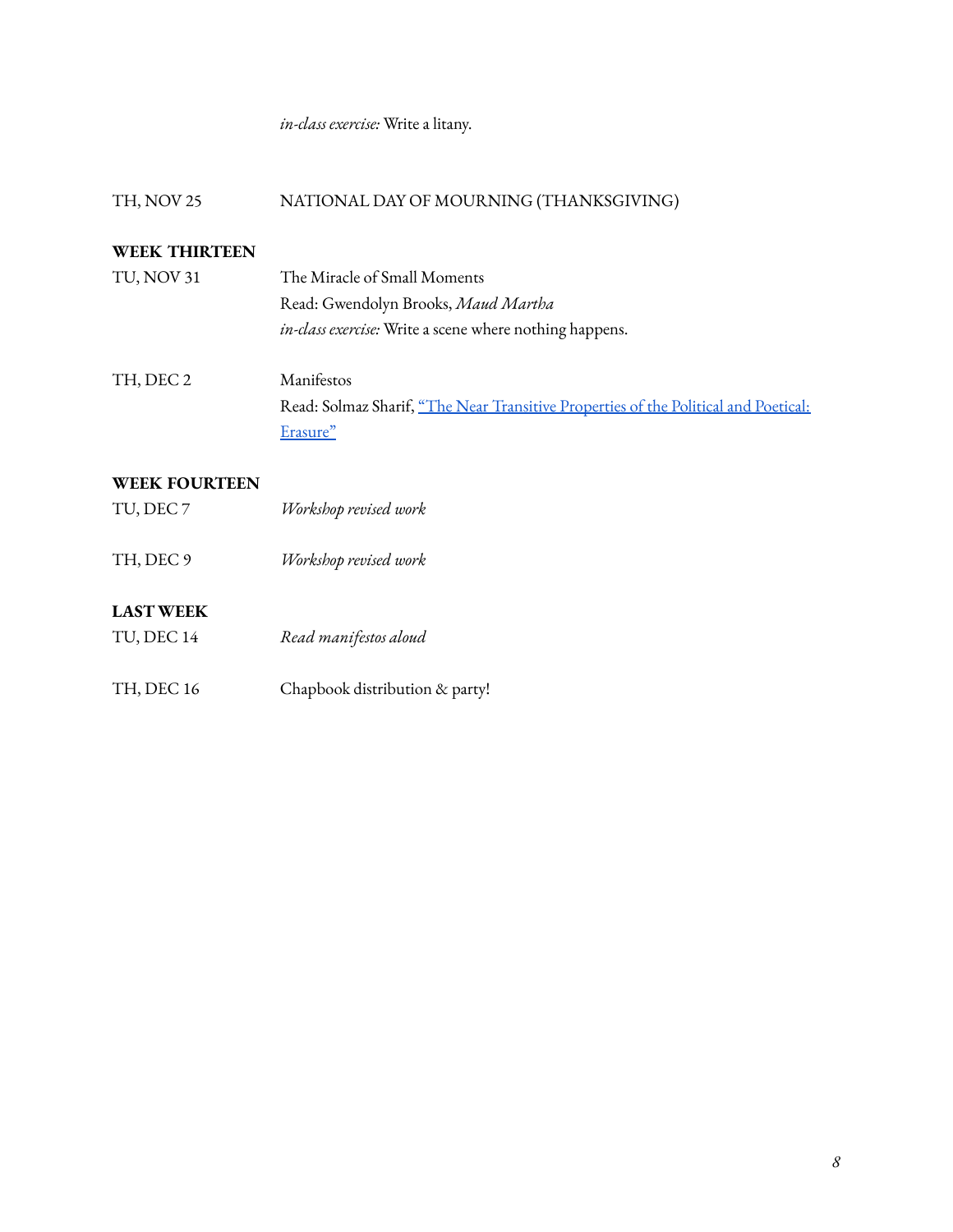*in-class exercise:* Write a litany.

TH, NOV 25 — NATIONAL DAY OF MOURNING (THANKSGIVING)

**WEEK THIRTEEN**

TU, NOV 31 — The Miracle of Small Moments
Read: Gwendolyn Brooks, *Maud Martha*
*in-class exercise:* Write a scene where nothing happens.

TH, DEC 2 — Manifestos
Read: Solmaz Sharif, "The Near Transitive Properties of the Political and Poetical: Erasure"

**WEEK FOURTEEN**

TU, DEC 7 — *Workshop revised work*

TH, DEC 9 — *Workshop revised work*

**LAST WEEK**

TU, DEC 14 — *Read manifestos aloud*

TH, DEC 16 — Chapbook distribution & party!